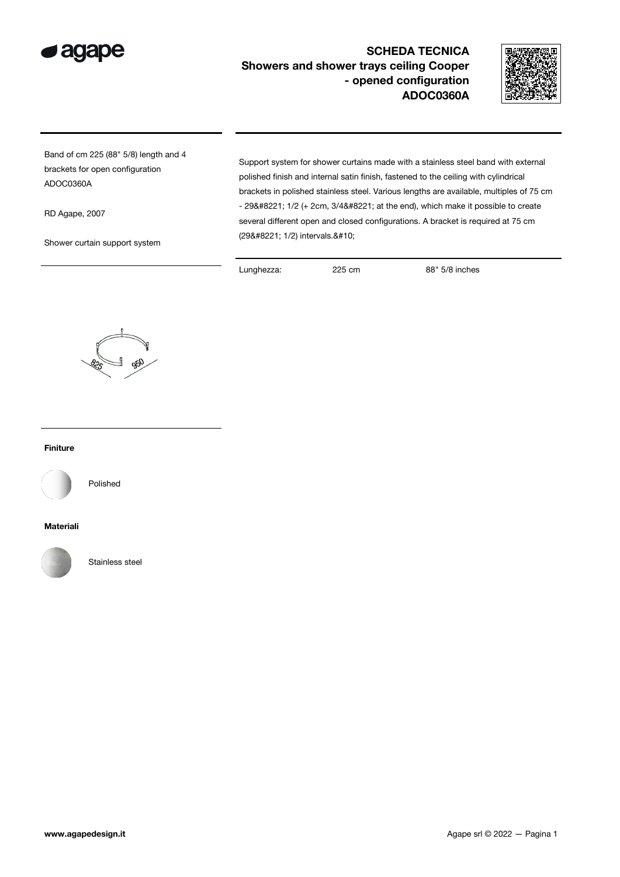# SCHEDA TECNICA
## Showers and shower trays ceiling Cooper - opened configuration
## ADOC0360A

Band of cm 225 (88" 5/8) length and 4 brackets for open configuration ADOC0360A

RD Agape, 2007

Shower curtain support system

Support system for shower curtains made with a stainless steel band with external polished finish and internal satin finish, fastened to the ceiling with cylindrical brackets in polished stainless steel. Various lengths are available, multiples of 75 cm - 29&#8221; 1/2 (+ 2cm, 3/4&#8221; at the end), which make it possible to create several different open and closed configurations. A bracket is required at 75 cm (29&#8221; 1/2) intervals.&#10;

| Lunghezza: | 225 cm | 88" 5/8 inches |
|---|---|---|

825 950

**Finiture**

Polished

**Materiali**

Stainless steel

www.agapedesign.it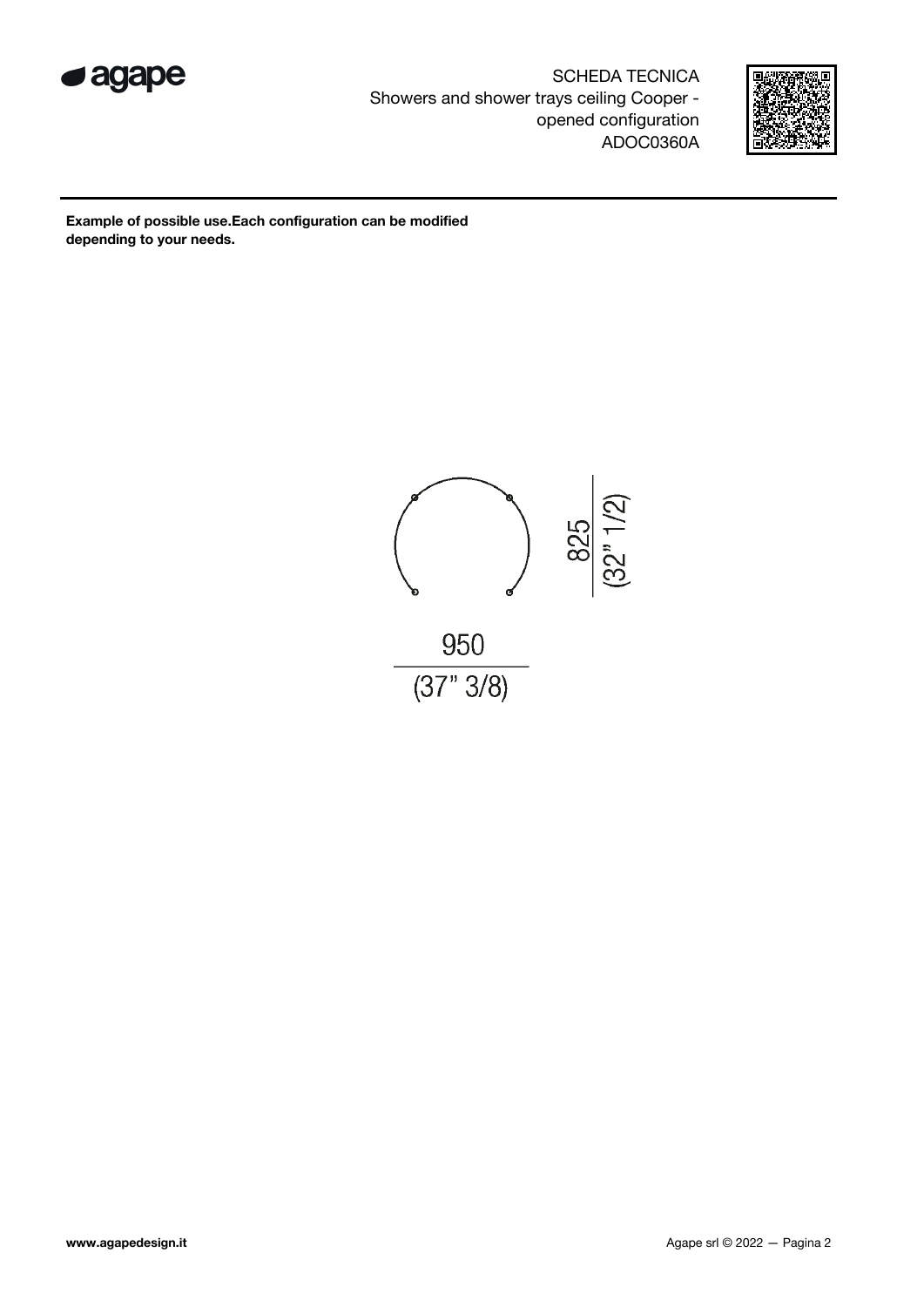SCHEDA TECNICA
Showers and shower trays ceiling Cooper - opened configuration
ADOC0360A

**Example of possible use.Each configuration can be modified depending to your needs.**

825
(32" 1/2)

950
(37" 3/8)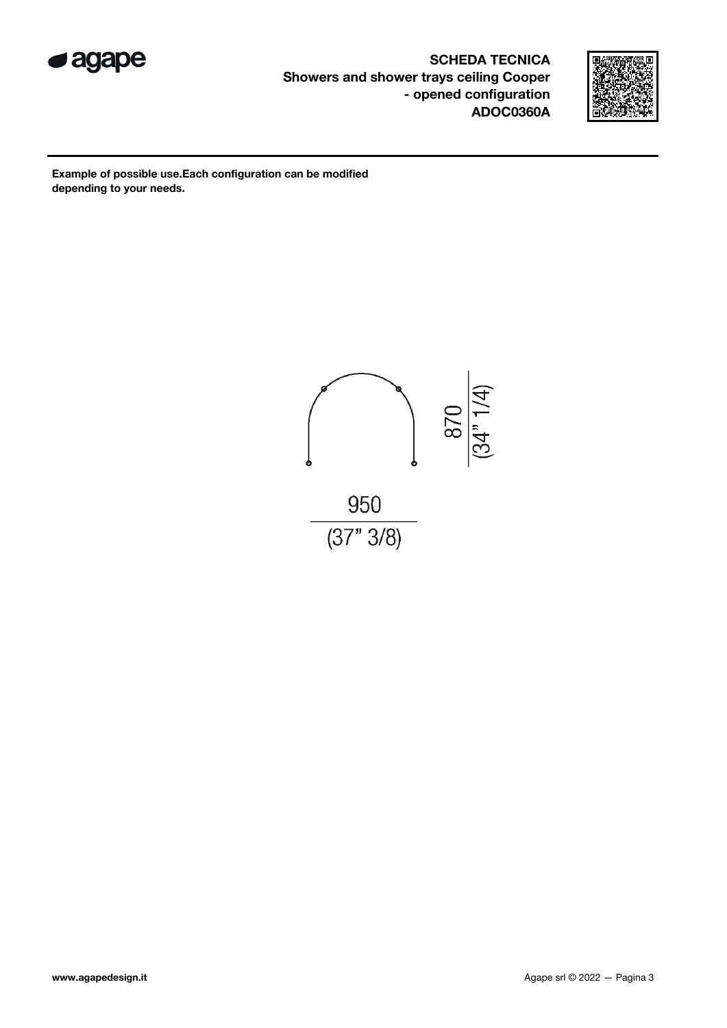**SCHEDA TECNICA**
**Showers and shower trays ceiling Cooper - opened configuration**
**ADOC0360A**

**Example of possible use.Each configuration can be modified depending to your needs.**

870
(34" 1/4)

950
(37" 3/8)

**www.agapedesign.it**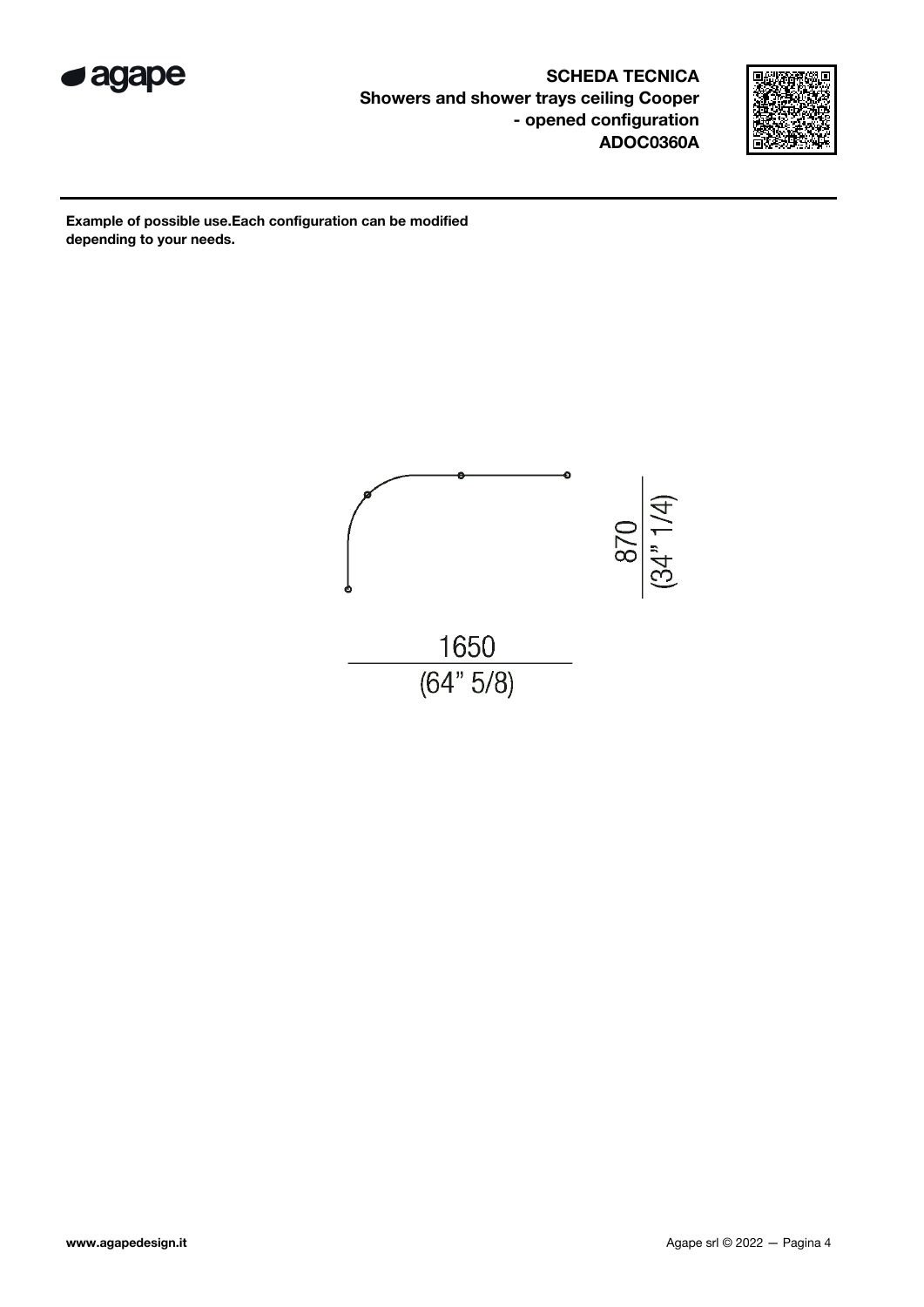**SCHEDA TECNICA**
**Showers and shower trays ceiling Cooper - opened configuration**
**ADOC0360A**

**Example of possible use.Each configuration can be modified depending to your needs.**

870
(34" 1/4)

1650
(64" 5/8)

**www.agapedesign.it**